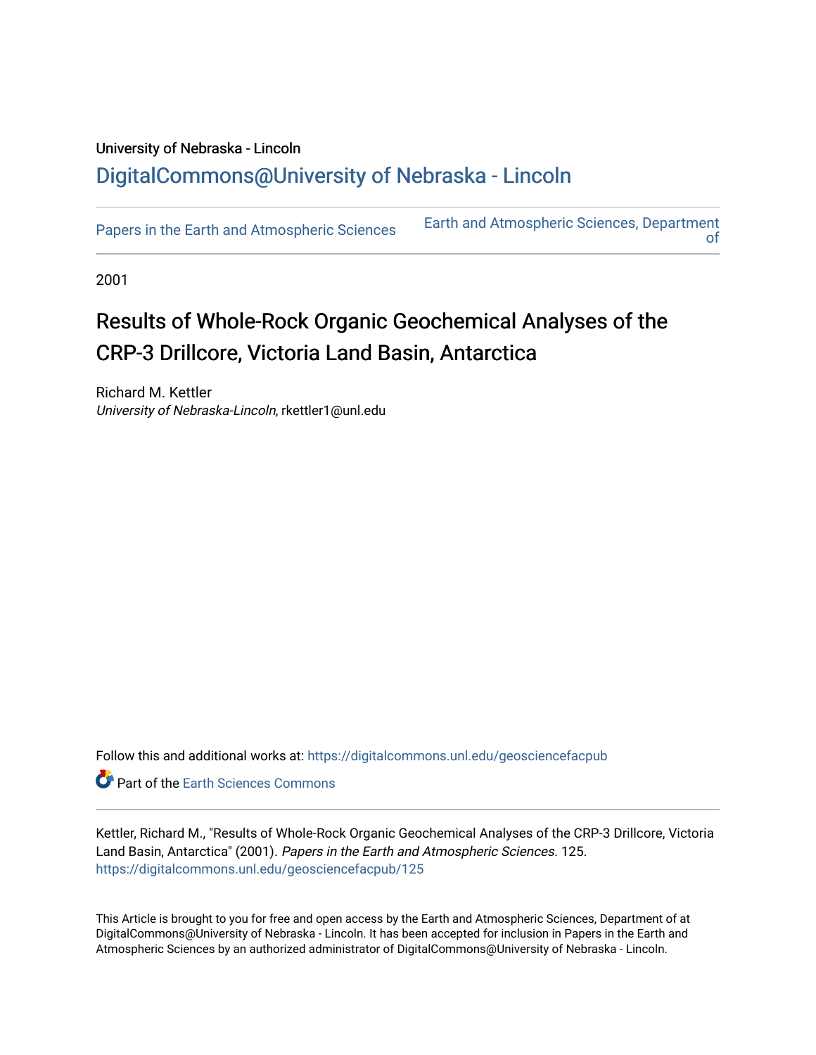University of Nebraska - Lincoln

## DigitalCommons@University of Nebraska - Lincoln

Papers in the Earth and Atmospheric Sciences

Earth and Atmospheric Sciences, Department of

2001

# Results of Whole-Rock Organic Geochemical Analyses of the CRP-3 Drillcore, Victoria Land Basin, Antarctica

Richard M. Kettler
*University of Nebraska-Lincoln*, rkettler1@unl.edu

Follow this and additional works at: https://digitalcommons.unl.edu/geosciencefacpub

Part of the Earth Sciences Commons

Kettler, Richard M., "Results of Whole-Rock Organic Geochemical Analyses of the CRP-3 Drillcore, Victoria Land Basin, Antarctica" (2001). *Papers in the Earth and Atmospheric Sciences*. 125.
https://digitalcommons.unl.edu/geosciencefacpub/125

This Article is brought to you for free and open access by the Earth and Atmospheric Sciences, Department of at DigitalCommons@University of Nebraska - Lincoln. It has been accepted for inclusion in Papers in the Earth and Atmospheric Sciences by an authorized administrator of DigitalCommons@University of Nebraska - Lincoln.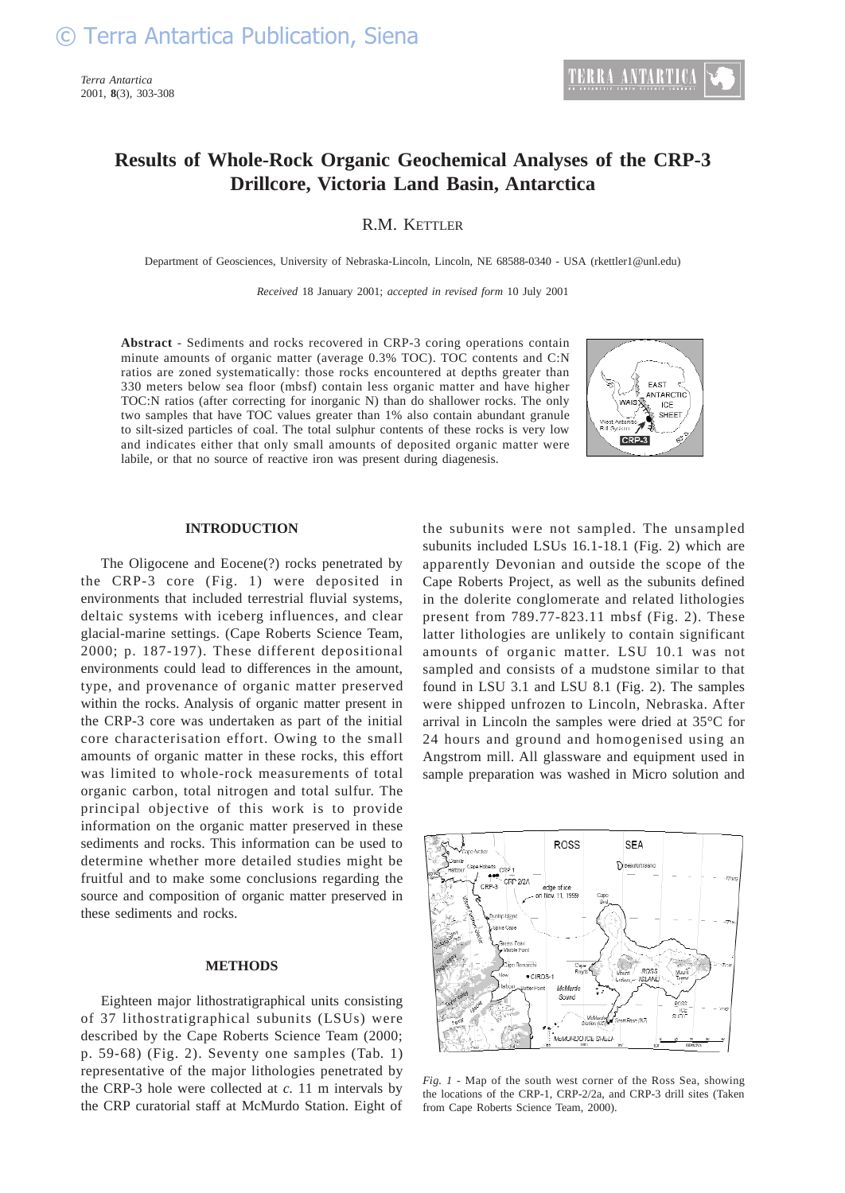# Results of Whole-Rock Organic Geochemical Analyses of the CRP-3 Drillcore, Victoria Land Basin, Antarctica

R.M. KETTLER

Department of Geosciences, University of Nebraska-Lincoln, Lincoln, NE 68588-0340 - USA (rkettler1@unl.edu)

*Received* 18 January 2001; *accepted in revised form* 10 July 2001

**Abstract** - Sediments and rocks recovered in CRP-3 coring operations contain minute amounts of organic matter (average 0.3% TOC). TOC contents and C:N ratios are zoned systematically: those rocks encountered at depths greater than 330 meters below sea floor (mbsf) contain less organic matter and have higher TOC:N ratios (after correcting for inorganic N) than do shallower rocks. The only two samples that have TOC values greater than 1% also contain abundant granule to silt-sized particles of coal. The total sulphur contents of these rocks is very low and indicates either that only small amounts of deposited organic matter were labile, or that no source of reactive iron was present during diagenesis.

## INTRODUCTION

The Oligocene and Eocene(?) rocks penetrated by the CRP-3 core (Fig. 1) were deposited in environments that included terrestrial fluvial systems, deltaic systems with iceberg influences, and clear glacial-marine settings. (Cape Roberts Science Team, 2000; p. 187-197). These different depositional environments could lead to differences in the amount, type, and provenance of organic matter preserved within the rocks. Analysis of organic matter present in the CRP-3 core was undertaken as part of the initial core characterisation effort. Owing to the small amounts of organic matter in these rocks, this effort was limited to whole-rock measurements of total organic carbon, total nitrogen and total sulfur. The principal objective of this work is to provide information on the organic matter preserved in these sediments and rocks. This information can be used to determine whether more detailed studies might be fruitful and to make some conclusions regarding the source and composition of organic matter preserved in these sediments and rocks.

## METHODS

Eighteen major lithostratigraphical units consisting of 37 lithostratigraphical subunits (LSUs) were described by the Cape Roberts Science Team (2000; p. 59-68) (Fig. 2). Seventy one samples (Tab. 1) representative of the major lithologies penetrated by the CRP-3 hole were collected at *c.* 11 m intervals by the CRP curatorial staff at McMurdo Station. Eight of the subunits were not sampled. The unsampled subunits included LSUs 16.1-18.1 (Fig. 2) which are apparently Devonian and outside the scope of the Cape Roberts Project, as well as the subunits defined in the dolerite conglomerate and related lithologies present from 789.77-823.11 mbsf (Fig. 2). These latter lithologies are unlikely to contain significant amounts of organic matter. LSU 10.1 was not sampled and consists of a mudstone similar to that found in LSU 3.1 and LSU 8.1 (Fig. 2). The samples were shipped unfrozen to Lincoln, Nebraska. After arrival in Lincoln the samples were dried at 35°C for 24 hours and ground and homogenised using an Angstrom mill. All glassware and equipment used in sample preparation was washed in Micro solution and

*Fig. 1* - Map of the south west corner of the Ross Sea, showing the locations of the CRP-1, CRP-2/2a, and CRP-3 drill sites (Taken from Cape Roberts Science Team, 2000).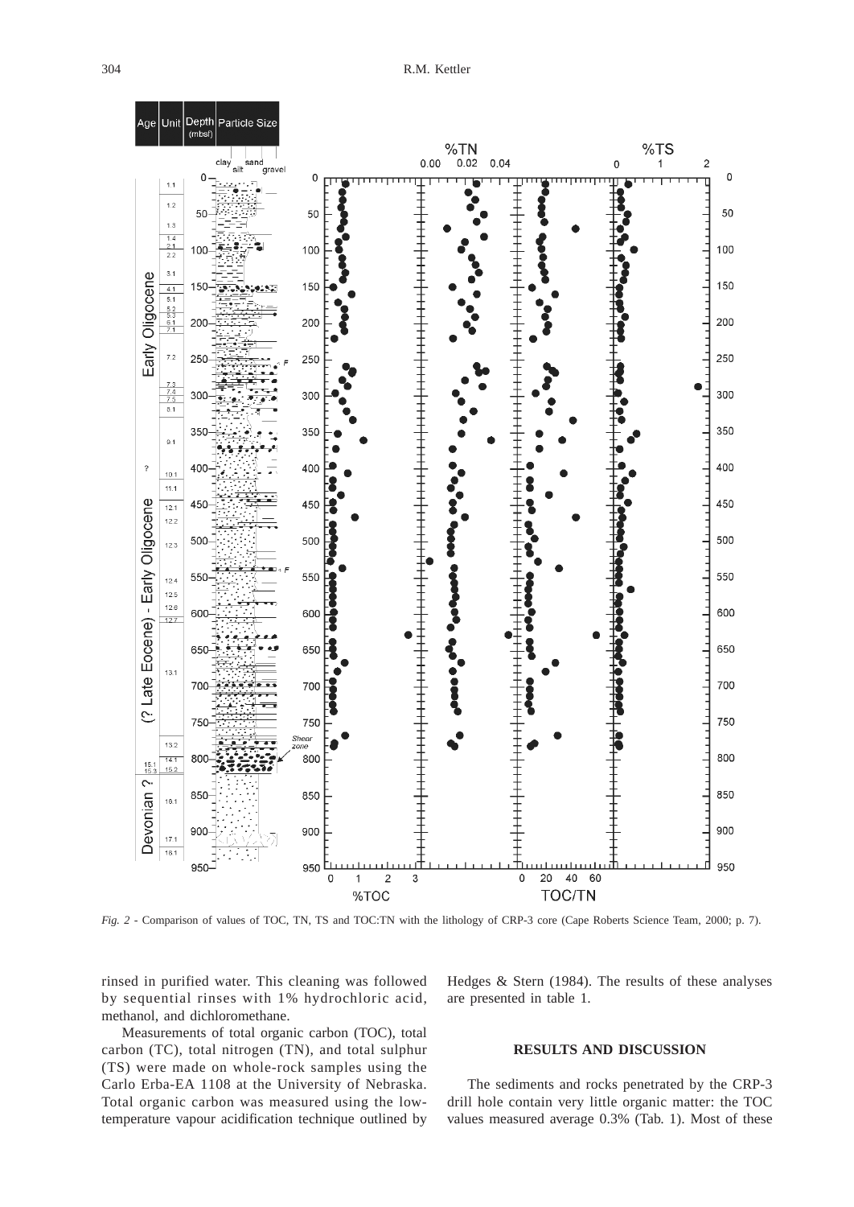*Fig. 2* - Comparison of values of TOC, TN, TS and TOC:TN with the lithology of CRP-3 core (Cape Roberts Science Team, 2000; p. 7).

rinsed in purified water. This cleaning was followed by sequential rinses with 1% hydrochloric acid, methanol, and dichloromethane.

Measurements of total organic carbon (TOC), total carbon (TC), total nitrogen (TN), and total sulphur (TS) were made on whole-rock samples using the Carlo Erba-EA 1108 at the University of Nebraska. Total organic carbon was measured using the low-temperature vapour acidification technique outlined by Hedges & Stern (1984). The results of these analyses are presented in table 1.

## RESULTS AND DISCUSSION

The sediments and rocks penetrated by the CRP-3 drill hole contain very little organic matter: the TOC values measured average 0.3% (Tab. 1). Most of these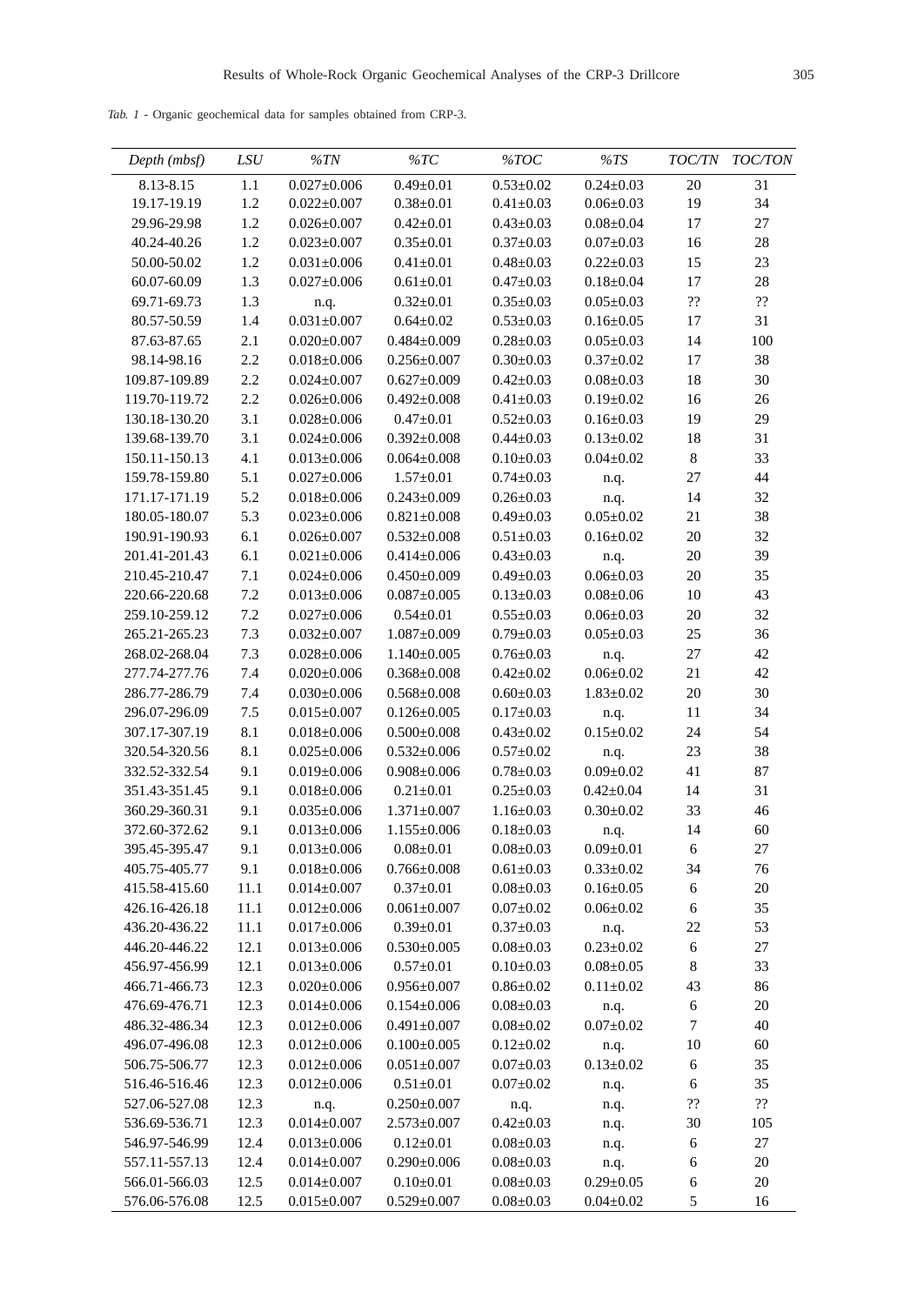*Tab. 1* - Organic geochemical data for samples obtained from CRP-3.

| *Depth (mbsf)* | *LSU* | *%TN* | *%TC* | *%TOC* | *%TS* | *TOC/TN* | *TOC/TON* |
|---|---|---|---|---|---|---|---|
| 8.13-8.15 | 1.1 | 0.027±0.006 | 0.49±0.01 | 0.53±0.02 | 0.24±0.03 | 20 | 31 |
| 19.17-19.19 | 1.2 | 0.022±0.007 | 0.38±0.01 | 0.41±0.03 | 0.06±0.03 | 19 | 34 |
| 29.96-29.98 | 1.2 | 0.026±0.007 | 0.42±0.01 | 0.43±0.03 | 0.08±0.04 | 17 | 27 |
| 40.24-40.26 | 1.2 | 0.023±0.007 | 0.35±0.01 | 0.37±0.03 | 0.07±0.03 | 16 | 28 |
| 50.00-50.02 | 1.2 | 0.031±0.006 | 0.41±0.01 | 0.48±0.03 | 0.22±0.03 | 15 | 23 |
| 60.07-60.09 | 1.3 | 0.027±0.006 | 0.61±0.01 | 0.47±0.03 | 0.18±0.04 | 17 | 28 |
| 69.71-69.73 | 1.3 | n.q. | 0.32±0.01 | 0.35±0.03 | 0.05±0.03 | ?? | ?? |
| 80.57-50.59 | 1.4 | 0.031±0.007 | 0.64±0.02 | 0.53±0.03 | 0.16±0.05 | 17 | 31 |
| 87.63-87.65 | 2.1 | 0.020±0.007 | 0.484±0.009 | 0.28±0.03 | 0.05±0.03 | 14 | 100 |
| 98.14-98.16 | 2.2 | 0.018±0.006 | 0.256±0.007 | 0.30±0.03 | 0.37±0.02 | 17 | 38 |
| 109.87-109.89 | 2.2 | 0.024±0.007 | 0.627±0.009 | 0.42±0.03 | 0.08±0.03 | 18 | 30 |
| 119.70-119.72 | 2.2 | 0.026±0.006 | 0.492±0.008 | 0.41±0.03 | 0.19±0.02 | 16 | 26 |
| 130.18-130.20 | 3.1 | 0.028±0.006 | 0.47±0.01 | 0.52±0.03 | 0.16±0.03 | 19 | 29 |
| 139.68-139.70 | 3.1 | 0.024±0.006 | 0.392±0.008 | 0.44±0.03 | 0.13±0.02 | 18 | 31 |
| 150.11-150.13 | 4.1 | 0.013±0.006 | 0.064±0.008 | 0.10±0.03 | 0.04±0.02 | 8 | 33 |
| 159.78-159.80 | 5.1 | 0.027±0.006 | 1.57±0.01 | 0.74±0.03 | n.q. | 27 | 44 |
| 171.17-171.19 | 5.2 | 0.018±0.006 | 0.243±0.009 | 0.26±0.03 | n.q. | 14 | 32 |
| 180.05-180.07 | 5.3 | 0.023±0.006 | 0.821±0.008 | 0.49±0.03 | 0.05±0.02 | 21 | 38 |
| 190.91-190.93 | 6.1 | 0.026±0.007 | 0.532±0.008 | 0.51±0.03 | 0.16±0.02 | 20 | 32 |
| 201.41-201.43 | 6.1 | 0.021±0.006 | 0.414±0.006 | 0.43±0.03 | n.q. | 20 | 39 |
| 210.45-210.47 | 7.1 | 0.024±0.006 | 0.450±0.009 | 0.49±0.03 | 0.06±0.03 | 20 | 35 |
| 220.66-220.68 | 7.2 | 0.013±0.006 | 0.087±0.005 | 0.13±0.03 | 0.08±0.06 | 10 | 43 |
| 259.10-259.12 | 7.2 | 0.027±0.006 | 0.54±0.01 | 0.55±0.03 | 0.06±0.03 | 20 | 32 |
| 265.21-265.23 | 7.3 | 0.032±0.007 | 1.087±0.009 | 0.79±0.03 | 0.05±0.03 | 25 | 36 |
| 268.02-268.04 | 7.3 | 0.028±0.006 | 1.140±0.005 | 0.76±0.03 | n.q. | 27 | 42 |
| 277.74-277.76 | 7.4 | 0.020±0.006 | 0.368±0.008 | 0.42±0.02 | 0.06±0.02 | 21 | 42 |
| 286.77-286.79 | 7.4 | 0.030±0.006 | 0.568±0.008 | 0.60±0.03 | 1.83±0.02 | 20 | 30 |
| 296.07-296.09 | 7.5 | 0.015±0.007 | 0.126±0.005 | 0.17±0.03 | n.q. | 11 | 34 |
| 307.17-307.19 | 8.1 | 0.018±0.006 | 0.500±0.008 | 0.43±0.02 | 0.15±0.02 | 24 | 54 |
| 320.54-320.56 | 8.1 | 0.025±0.006 | 0.532±0.006 | 0.57±0.02 | n.q. | 23 | 38 |
| 332.52-332.54 | 9.1 | 0.019±0.006 | 0.908±0.006 | 0.78±0.03 | 0.09±0.02 | 41 | 87 |
| 351.43-351.45 | 9.1 | 0.018±0.006 | 0.21±0.01 | 0.25±0.03 | 0.42±0.04 | 14 | 31 |
| 360.29-360.31 | 9.1 | 0.035±0.006 | 1.371±0.007 | 1.16±0.03 | 0.30±0.02 | 33 | 46 |
| 372.60-372.62 | 9.1 | 0.013±0.006 | 1.155±0.006 | 0.18±0.03 | n.q. | 14 | 60 |
| 395.45-395.47 | 9.1 | 0.013±0.006 | 0.08±0.01 | 0.08±0.03 | 0.09±0.01 | 6 | 27 |
| 405.75-405.77 | 9.1 | 0.018±0.006 | 0.766±0.008 | 0.61±0.03 | 0.33±0.02 | 34 | 76 |
| 415.58-415.60 | 11.1 | 0.014±0.007 | 0.37±0.01 | 0.08±0.03 | 0.16±0.05 | 6 | 20 |
| 426.16-426.18 | 11.1 | 0.012±0.006 | 0.061±0.007 | 0.07±0.02 | 0.06±0.02 | 6 | 35 |
| 436.20-436.22 | 11.1 | 0.017±0.006 | 0.39±0.01 | 0.37±0.03 | n.q. | 22 | 53 |
| 446.20-446.22 | 12.1 | 0.013±0.006 | 0.530±0.005 | 0.08±0.03 | 0.23±0.02 | 6 | 27 |
| 456.97-456.99 | 12.1 | 0.013±0.006 | 0.57±0.01 | 0.10±0.03 | 0.08±0.05 | 8 | 33 |
| 466.71-466.73 | 12.3 | 0.020±0.006 | 0.956±0.007 | 0.86±0.02 | 0.11±0.02 | 43 | 86 |
| 476.69-476.71 | 12.3 | 0.014±0.006 | 0.154±0.006 | 0.08±0.03 | n.q. | 6 | 20 |
| 486.32-486.34 | 12.3 | 0.012±0.006 | 0.491±0.007 | 0.08±0.02 | 0.07±0.02 | 7 | 40 |
| 496.07-496.08 | 12.3 | 0.012±0.006 | 0.100±0.005 | 0.12±0.02 | n.q. | 10 | 60 |
| 506.75-506.77 | 12.3 | 0.012±0.006 | 0.051±0.007 | 0.07±0.03 | 0.13±0.02 | 6 | 35 |
| 516.46-516.46 | 12.3 | 0.012±0.006 | 0.51±0.01 | 0.07±0.02 | n.q. | 6 | 35 |
| 527.06-527.08 | 12.3 | n.q. | 0.250±0.007 | n.q. | n.q. | ?? | ?? |
| 536.69-536.71 | 12.3 | 0.014±0.007 | 2.573±0.007 | 0.42±0.03 | n.q. | 30 | 105 |
| 546.97-546.99 | 12.4 | 0.013±0.006 | 0.12±0.01 | 0.08±0.03 | n.q. | 6 | 27 |
| 557.11-557.13 | 12.4 | 0.014±0.007 | 0.290±0.006 | 0.08±0.03 | n.q. | 6 | 20 |
| 566.01-566.03 | 12.5 | 0.014±0.007 | 0.10±0.01 | 0.08±0.03 | 0.29±0.05 | 6 | 20 |
| 576.06-576.08 | 12.5 | 0.015±0.007 | 0.529±0.007 | 0.08±0.03 | 0.04±0.02 | 5 | 16 |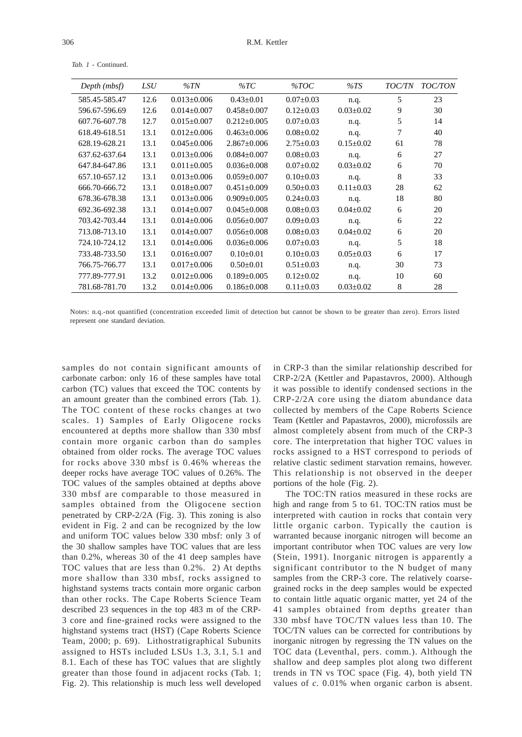*Tab. 1* - Continued.

| *Depth (mbsf)* | *LSU* | *%TN* | *%TC* | *%TOC* | *%TS* | *TOC/TN* | *TOC/TON* |
|---|---|---|---|---|---|---|---|
| 585.45-585.47 | 12.6 | 0.013±0.006 | 0.43±0.01 | 0.07±0.03 | n.q. | 5 | 23 |
| 596.67-596.69 | 12.6 | 0.014±0.007 | 0.458±0.007 | 0.12±0.03 | 0.03±0.02 | 9 | 30 |
| 607.76-607.78 | 12.7 | 0.015±0.007 | 0.212±0.005 | 0.07±0.03 | n.q. | 5 | 14 |
| 618.49-618.51 | 13.1 | 0.012±0.006 | 0.463±0.006 | 0.08±0.02 | n.q. | 7 | 40 |
| 628.19-628.21 | 13.1 | 0.045±0.006 | 2.867±0.006 | 2.75±0.03 | 0.15±0.02 | 61 | 78 |
| 637.62-637.64 | 13.1 | 0.013±0.006 | 0.084±0.007 | 0.08±0.03 | n.q. | 6 | 27 |
| 647.84-647.86 | 13.1 | 0.011±0.005 | 0.036±0.008 | 0.07±0.02 | 0.03±0.02 | 6 | 70 |
| 657.10-657.12 | 13.1 | 0.013±0.006 | 0.059±0.007 | 0.10±0.03 | n.q. | 8 | 33 |
| 666.70-666.72 | 13.1 | 0.018±0.007 | 0.451±0.009 | 0.50±0.03 | 0.11±0.03 | 28 | 62 |
| 678.36-678.38 | 13.1 | 0.013±0.006 | 0.909±0.005 | 0.24±0.03 | n.q. | 18 | 80 |
| 692.36-692.38 | 13.1 | 0.014±0.007 | 0.045±0.008 | 0.08±0.03 | 0.04±0.02 | 6 | 20 |
| 703.42-703.44 | 13.1 | 0.014±0.006 | 0.056±0.007 | 0.09±0.03 | n.q. | 6 | 22 |
| 713.08-713.10 | 13.1 | 0.014±0.007 | 0.056±0.008 | 0.08±0.03 | 0.04±0.02 | 6 | 20 |
| 724.10-724.12 | 13.1 | 0.014±0.006 | 0.036±0.006 | 0.07±0.03 | n.q. | 5 | 18 |
| 733.48-733.50 | 13.1 | 0.016±0.007 | 0.10±0.01 | 0.10±0.03 | 0.05±0.03 | 6 | 17 |
| 766.75-766.77 | 13.1 | 0.017±0.006 | 0.50±0.01 | 0.51±0.03 | n.q. | 30 | 73 |
| 777.89-777.91 | 13.2 | 0.012±0.006 | 0.189±0.005 | 0.12±0.02 | n.q. | 10 | 60 |
| 781.68-781.70 | 13.2 | 0.014±0.006 | 0.186±0.008 | 0.11±0.03 | 0.03±0.02 | 8 | 28 |

Notes: n.q.-not quantified (concentration exceeded limit of detection but cannot be shown to be greater than zero). Errors listed represent one standard deviation.

samples do not contain significant amounts of carbonate carbon: only 16 of these samples have total carbon (TC) values that exceed the TOC contents by an amount greater than the combined errors (Tab. 1). The TOC content of these rocks changes at two scales. 1) Samples of Early Oligocene rocks encountered at depths more shallow than 330 mbsf contain more organic carbon than do samples obtained from older rocks. The average TOC values for rocks above 330 mbsf is 0.46% whereas the deeper rocks have average TOC values of 0.26%. The TOC values of the samples obtained at depths above 330 mbsf are comparable to those measured in samples obtained from the Oligocene section penetrated by CRP-2/2A (Fig. 3). This zoning is also evident in Fig. 2 and can be recognized by the low and uniform TOC values below 330 mbsf: only 3 of the 30 shallow samples have TOC values that are less than 0.2%, whereas 30 of the 41 deep samples have TOC values that are less than 0.2%. 2) At depths more shallow than 330 mbsf, rocks assigned to highstand systems tracts contain more organic carbon than other rocks. The Cape Roberts Science Team described 23 sequences in the top 483 m of the CRP-3 core and fine-grained rocks were assigned to the highstand systems tract (HST) (Cape Roberts Science Team, 2000; p. 69). Lithostratigraphical Subunits assigned to HSTs included LSUs 1.3, 3.1, 5.1 and 8.1. Each of these has TOC values that are slightly greater than those found in adjacent rocks (Tab. 1; Fig. 2). This relationship is much less well developed in CRP-3 than the similar relationship described for CRP-2/2A (Kettler and Papastavros, 2000). Although it was possible to identify condensed sections in the CRP-2/2A core using the diatom abundance data collected by members of the Cape Roberts Science Team (Kettler and Papastavros, 2000), microfossils are almost completely absent from much of the CRP-3 core. The interpretation that higher TOC values in rocks assigned to a HST correspond to periods of relative clastic sediment starvation remains, however. This relationship is not observed in the deeper portions of the hole (Fig. 2).

The TOC:TN ratios measured in these rocks are high and range from 5 to 61. TOC:TN ratios must be interpreted with caution in rocks that contain very little organic carbon. Typically the caution is warranted because inorganic nitrogen will become an important contributor when TOC values are very low (Stein, 1991). Inorganic nitrogen is apparently a significant contributor to the N budget of many samples from the CRP-3 core. The relatively coarse-grained rocks in the deep samples would be expected to contain little aquatic organic matter, yet 24 of the 41 samples obtained from depths greater than 330 mbsf have TOC/TN values less than 10. The TOC/TN values can be corrected for contributions by inorganic nitrogen by regressing the TN values on the TOC data (Leventhal, pers. comm.). Although the shallow and deep samples plot along two different trends in TN vs TOC space (Fig. 4), both yield TN values of *c.* 0.01% when organic carbon is absent.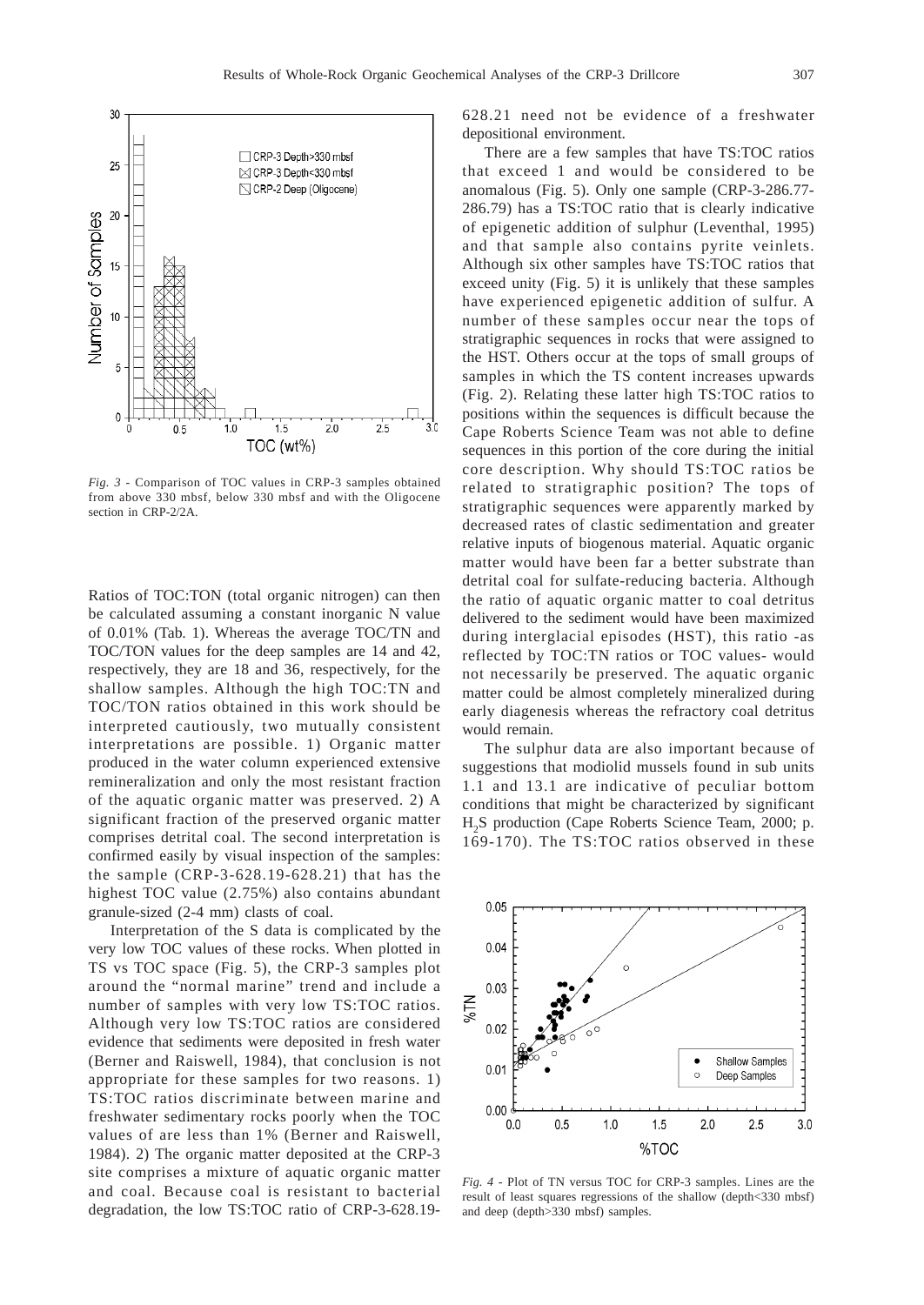*Fig. 3* - Comparison of TOC values in CRP-3 samples obtained from above 330 mbsf, below 330 mbsf and with the Oligocene section in CRP-2/2A.

Ratios of TOC:TON (total organic nitrogen) can then be calculated assuming a constant inorganic N value of 0.01% (Tab. 1). Whereas the average TOC/TN and TOC/TON values for the deep samples are 14 and 42, respectively, they are 18 and 36, respectively, for the shallow samples. Although the high TOC:TN and TOC/TON ratios obtained in this work should be interpreted cautiously, two mutually consistent interpretations are possible. 1) Organic matter produced in the water column experienced extensive remineralization and only the most resistant fraction of the aquatic organic matter was preserved. 2) A significant fraction of the preserved organic matter comprises detrital coal. The second interpretation is confirmed easily by visual inspection of the samples: the sample (CRP-3-628.19-628.21) that has the highest TOC value (2.75%) also contains abundant granule-sized (2-4 mm) clasts of coal.

Interpretation of the S data is complicated by the very low TOC values of these rocks. When plotted in TS vs TOC space (Fig. 5), the CRP-3 samples plot around the "normal marine" trend and include a number of samples with very low TS:TOC ratios. Although very low TS:TOC ratios are considered evidence that sediments were deposited in fresh water (Berner and Raiswell, 1984), that conclusion is not appropriate for these samples for two reasons. 1) TS:TOC ratios discriminate between marine and freshwater sedimentary rocks poorly when the TOC values of are less than 1% (Berner and Raiswell, 1984). 2) The organic matter deposited at the CRP-3 site comprises a mixture of aquatic organic matter and coal. Because coal is resistant to bacterial degradation, the low TS:TOC ratio of CRP-3-628.19-628.21 need not be evidence of a freshwater depositional environment.

There are a few samples that have TS:TOC ratios that exceed 1 and would be considered to be anomalous (Fig. 5). Only one sample (CRP-3-286.77-286.79) has a TS:TOC ratio that is clearly indicative of epigenetic addition of sulphur (Leventhal, 1995) and that sample also contains pyrite veinlets. Although six other samples have TS:TOC ratios that exceed unity (Fig. 5) it is unlikely that these samples have experienced epigenetic addition of sulfur. A number of these samples occur near the tops of stratigraphic sequences in rocks that were assigned to the HST. Others occur at the tops of small groups of samples in which the TS content increases upwards (Fig. 2). Relating these latter high TS:TOC ratios to positions within the sequences is difficult because the Cape Roberts Science Team was not able to define sequences in this portion of the core during the initial core description. Why should TS:TOC ratios be related to stratigraphic position? The tops of stratigraphic sequences were apparently marked by decreased rates of clastic sedimentation and greater relative inputs of biogenous material. Aquatic organic matter would have been far a better substrate than detrital coal for sulfate-reducing bacteria. Although the ratio of aquatic organic matter to coal detritus delivered to the sediment would have been maximized during interglacial episodes (HST), this ratio -as reflected by TOC:TN ratios or TOC values- would not necessarily be preserved. The aquatic organic matter could be almost completely mineralized during early diagenesis whereas the refractory coal detritus would remain.

The sulphur data are also important because of suggestions that modiolid mussels found in sub units 1.1 and 13.1 are indicative of peculiar bottom conditions that might be characterized by significant $H_2S$ production (Cape Roberts Science Team, 2000; p. 169-170). The TS:TOC ratios observed in these

*Fig. 4* - Plot of TN versus TOC for CRP-3 samples. Lines are the result of least squares regressions of the shallow (depth<330 mbsf) and deep (depth>330 mbsf) samples.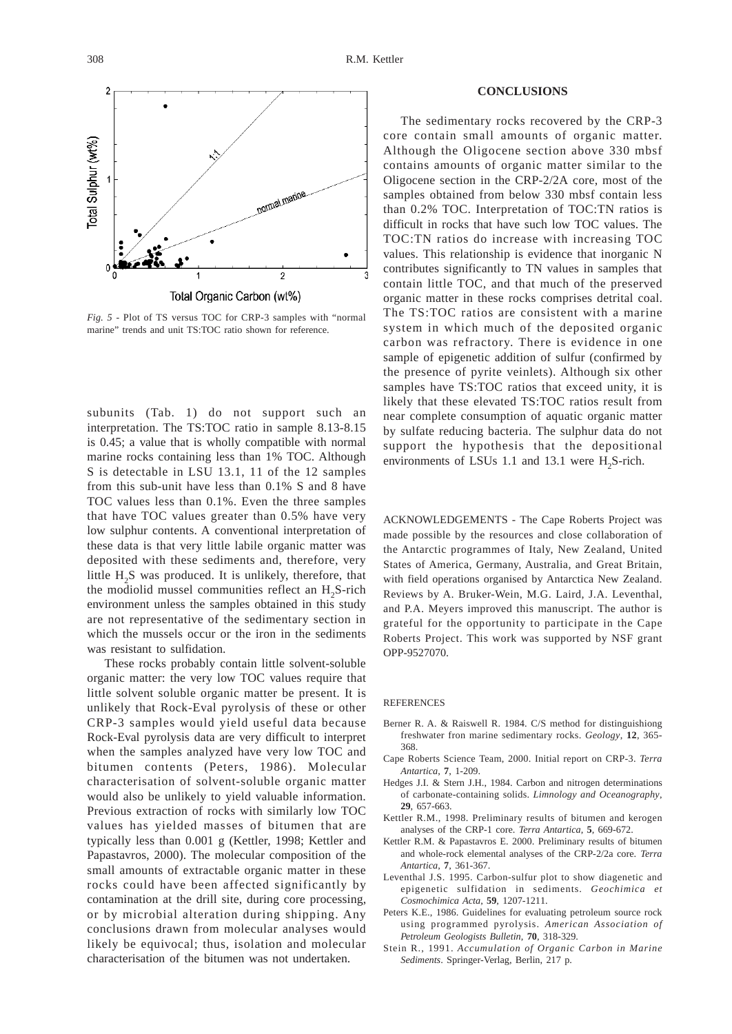Total Sulphur (wt%)

Total Organic Carbon (wt%)

1:1

normal marine

*Fig. 5* - Plot of TS versus TOC for CRP-3 samples with "normal marine" trends and unit TS:TOC ratio shown for reference.

subunits (Tab. 1) do not support such an interpretation. The TS:TOC ratio in sample 8.13-8.15 is 0.45; a value that is wholly compatible with normal marine rocks containing less than 1% TOC. Although S is detectable in LSU 13.1, 11 of the 12 samples from this sub-unit have less than 0.1% S and 8 have TOC values less than 0.1%. Even the three samples that have TOC values greater than 0.5% have very low sulphur contents. A conventional interpretation of these data is that very little labile organic matter was deposited with these sediments and, therefore, very little $H_2S$ was produced. It is unlikely, therefore, that the modiolid mussel communities reflect an $H_2S$-rich environment unless the samples obtained in this study are not representative of the sedimentary section in which the mussels occur or the iron in the sediments was resistant to sulfidation.

These rocks probably contain little solvent-soluble organic matter: the very low TOC values require that little solvent soluble organic matter be present. It is unlikely that Rock-Eval pyrolysis of these or other CRP-3 samples would yield useful data because Rock-Eval pyrolysis data are very difficult to interpret when the samples analyzed have very low TOC and bitumen contents (Peters, 1986). Molecular characterisation of solvent-soluble organic matter would also be unlikely to yield valuable information. Previous extraction of rocks with similarly low TOC values has yielded masses of bitumen that are typically less than 0.001 g (Kettler, 1998; Kettler and Papastavros, 2000). The molecular composition of the small amounts of extractable organic matter in these rocks could have been affected significantly by contamination at the drill site, during core processing, or by microbial alteration during shipping. Any conclusions drawn from molecular analyses would likely be equivocal; thus, isolation and molecular characterisation of the bitumen was not undertaken.

## CONCLUSIONS

The sedimentary rocks recovered by the CRP-3 core contain small amounts of organic matter. Although the Oligocene section above 330 mbsf contains amounts of organic matter similar to the Oligocene section in the CRP-2/2A core, most of the samples obtained from below 330 mbsf contain less than 0.2% TOC. Interpretation of TOC:TN ratios is difficult in rocks that have such low TOC values. The TOC:TN ratios do increase with increasing TOC values. This relationship is evidence that inorganic N contributes significantly to TN values in samples that contain little TOC, and that much of the preserved organic matter in these rocks comprises detrital coal. The TS:TOC ratios are consistent with a marine system in which much of the deposited organic carbon was refractory. There is evidence in one sample of epigenetic addition of sulfur (confirmed by the presence of pyrite veinlets). Although six other samples have TS:TOC ratios that exceed unity, it is likely that these elevated TS:TOC ratios result from near complete consumption of aquatic organic matter by sulfate reducing bacteria. The sulphur data do not support the hypothesis that the depositional environments of LSUs 1.1 and 13.1 were $H_2S$-rich.

ACKNOWLEDGEMENTS - The Cape Roberts Project was made possible by the resources and close collaboration of the Antarctic programmes of Italy, New Zealand, United States of America, Germany, Australia, and Great Britain, with field operations organised by Antarctica New Zealand. Reviews by A. Bruker-Wein, M.G. Laird, J.A. Leventhal, and P.A. Meyers improved this manuscript. The author is grateful for the opportunity to participate in the Cape Roberts Project. This work was supported by NSF grant OPP-9527070.

## REFERENCES

Berner R. A. & Raiswell R. 1984. C/S method for distinguishiong freshwater fron marine sedimentary rocks. *Geology*, **12**, 365-368.

Cape Roberts Science Team, 2000. Initial report on CRP-3. *Terra Antartica*, **7**, 1-209.

Hedges J.I. & Stern J.H., 1984. Carbon and nitrogen determinations of carbonate-containing solids. *Limnology and Oceanography*, **29**, 657-663.

Kettler R.M., 1998. Preliminary results of bitumen and kerogen analyses of the CRP-1 core. *Terra Antartica*, **5**, 669-672.

Kettler R.M. & Papastavros E. 2000. Preliminary results of bitumen and whole-rock elemental analyses of the CRP-2/2a core. *Terra Antartica*, **7**, 361-367.

Leventhal J.S. 1995. Carbon-sulfur plot to show diagenetic and epigenetic sulfidation in sediments. *Geochimica et Cosmochimica Acta*, **59**, 1207-1211.

Peters K.E., 1986. Guidelines for evaluating petroleum source rock using programmed pyrolysis. *American Association of Petroleum Geologists Bulletin*, **70**, 318-329.

Stein R., 1991. *Accumulation of Organic Carbon in Marine Sediments*. Springer-Verlag, Berlin, 217 p.